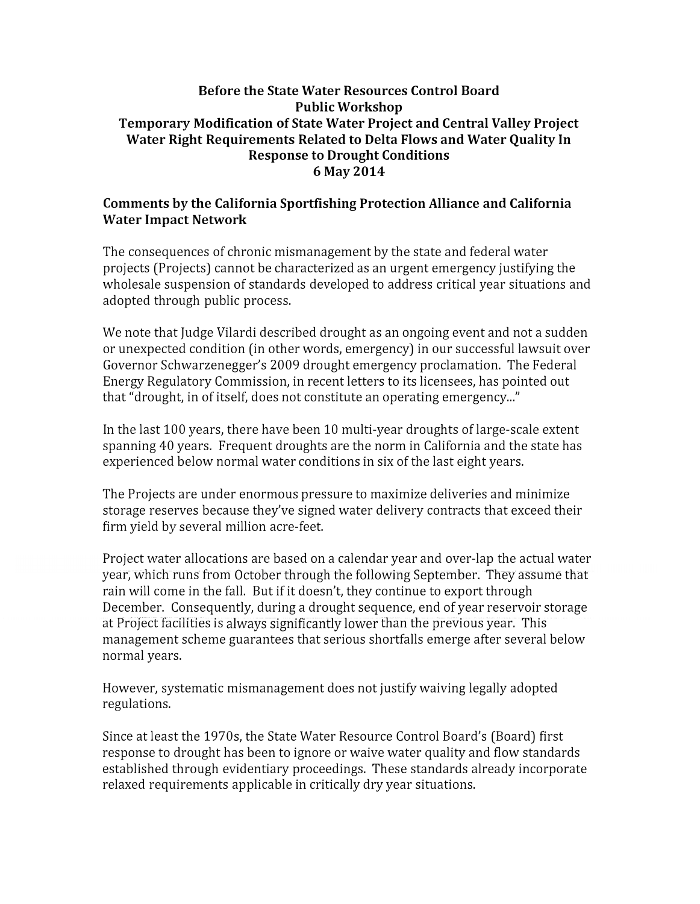**Before the State Water Resources Control Board**
**Public Workshop**
**Temporary Modification of State Water Project and Central Valley Project Water Right Requirements Related to Delta Flows and Water Quality In Response to Drought Conditions**
**6 May 2014**

## Comments by the California Sportfishing Protection Alliance and California Water Impact Network

The consequences of chronic mismanagement by the state and federal water projects (Projects) cannot be characterized as an urgent emergency justifying the wholesale suspension of standards developed to address critical year situations and adopted through public process.

We note that Judge Vilardi described drought as an ongoing event and not a sudden or unexpected condition (in other words, emergency) in our successful lawsuit over Governor Schwarzenegger's 2009 drought emergency proclamation. The Federal Energy Regulatory Commission, in recent letters to its licensees, has pointed out that "drought, in of itself, does not constitute an operating emergency..."

In the last 100 years, there have been 10 multi-year droughts of large-scale extent spanning 40 years. Frequent droughts are the norm in California and the state has experienced below normal water conditions in six of the last eight years.

The Projects are under enormous pressure to maximize deliveries and minimize storage reserves because they've signed water delivery contracts that exceed their firm yield by several million acre-feet.

Project water allocations are based on a calendar year and over-lap the actual water year, which runs from October through the following September. They assume that rain will come in the fall. But if it doesn't, they continue to export through December. Consequently, during a drought sequence, end of year reservoir storage at Project facilities is always significantly lower than the previous year. This management scheme guarantees that serious shortfalls emerge after several below normal years.

However, systematic mismanagement does not justify waiving legally adopted regulations.

Since at least the 1970s, the State Water Resource Control Board's (Board) first response to drought has been to ignore or waive water quality and flow standards established through evidentiary proceedings. These standards already incorporate relaxed requirements applicable in critically dry year situations.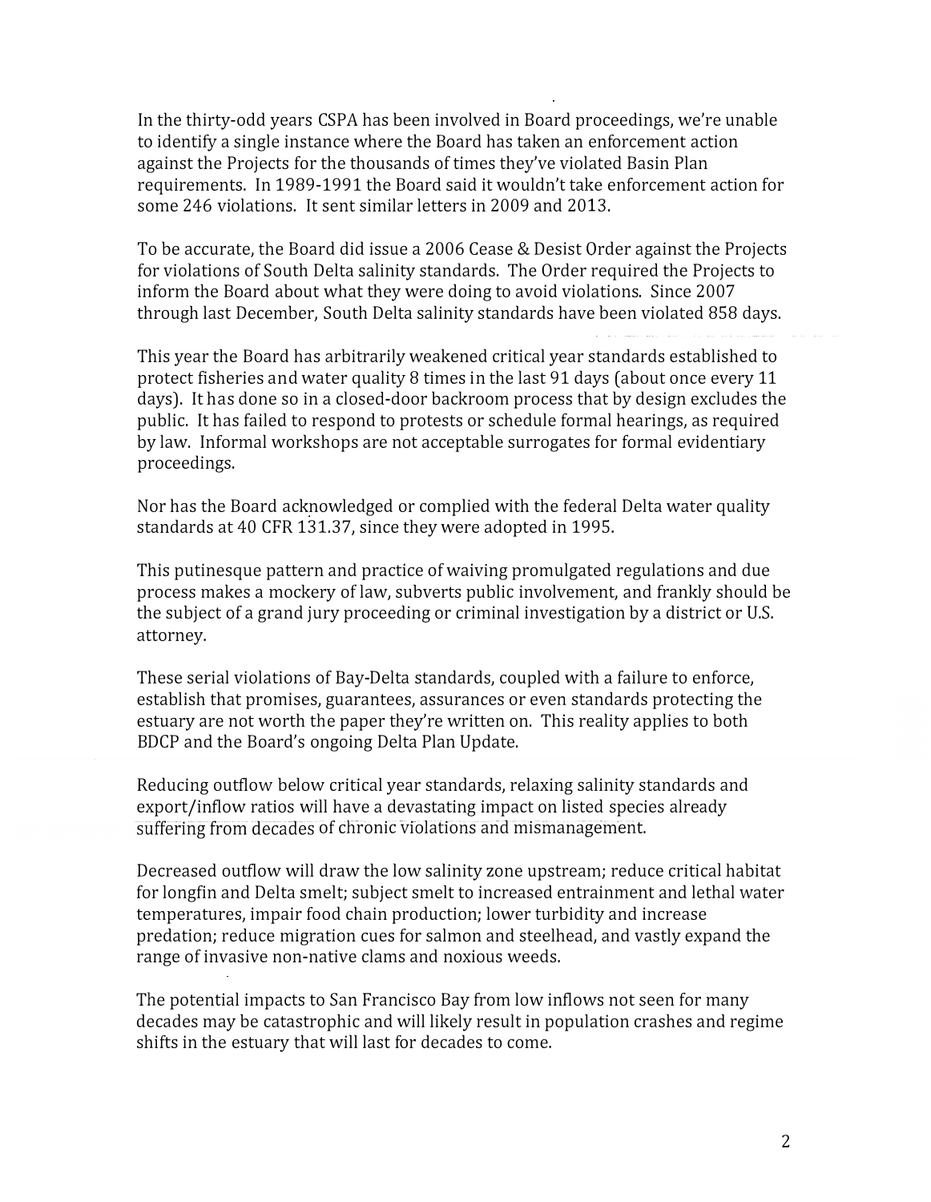In the thirty-odd years CSPA has been involved in Board proceedings, we're unable to identify a single instance where the Board has taken an enforcement action against the Projects for the thousands of times they've violated Basin Plan requirements. In 1989-1991 the Board said it wouldn't take enforcement action for some 246 violations. It sent similar letters in 2009 and 2013.

To be accurate, the Board did issue a 2006 Cease & Desist Order against the Projects for violations of South Delta salinity standards. The Order required the Projects to inform the Board about what they were doing to avoid violations. Since 2007 through last December, South Delta salinity standards have been violated 858 days.

This year the Board has arbitrarily weakened critical year standards established to protect fisheries and water quality 8 times in the last 91 days (about once every 11 days). It has done so in a closed-door backroom process that by design excludes the public. It has failed to respond to protests or schedule formal hearings, as required by law. Informal workshops are not acceptable surrogates for formal evidentiary proceedings.

Nor has the Board acknowledged or complied with the federal Delta water quality standards at 40 CFR 131.37, since they were adopted in 1995.

This putinesque pattern and practice of waiving promulgated regulations and due process makes a mockery of law, subverts public involvement, and frankly should be the subject of a grand jury proceeding or criminal investigation by a district or U.S. attorney.

These serial violations of Bay-Delta standards, coupled with a failure to enforce, establish that promises, guarantees, assurances or even standards protecting the estuary are not worth the paper they're written on. This reality applies to both BDCP and the Board's ongoing Delta Plan Update.

Reducing outflow below critical year standards, relaxing salinity standards and export/inflow ratios will have a devastating impact on listed species already suffering from decades of chronic violations and mismanagement.

Decreased outflow will draw the low salinity zone upstream; reduce critical habitat for longfin and Delta smelt; subject smelt to increased entrainment and lethal water temperatures, impair food chain production; lower turbidity and increase predation; reduce migration cues for salmon and steelhead, and vastly expand the range of invasive non-native clams and noxious weeds.

The potential impacts to San Francisco Bay from low inflows not seen for many decades may be catastrophic and will likely result in population crashes and regime shifts in the estuary that will last for decades to come.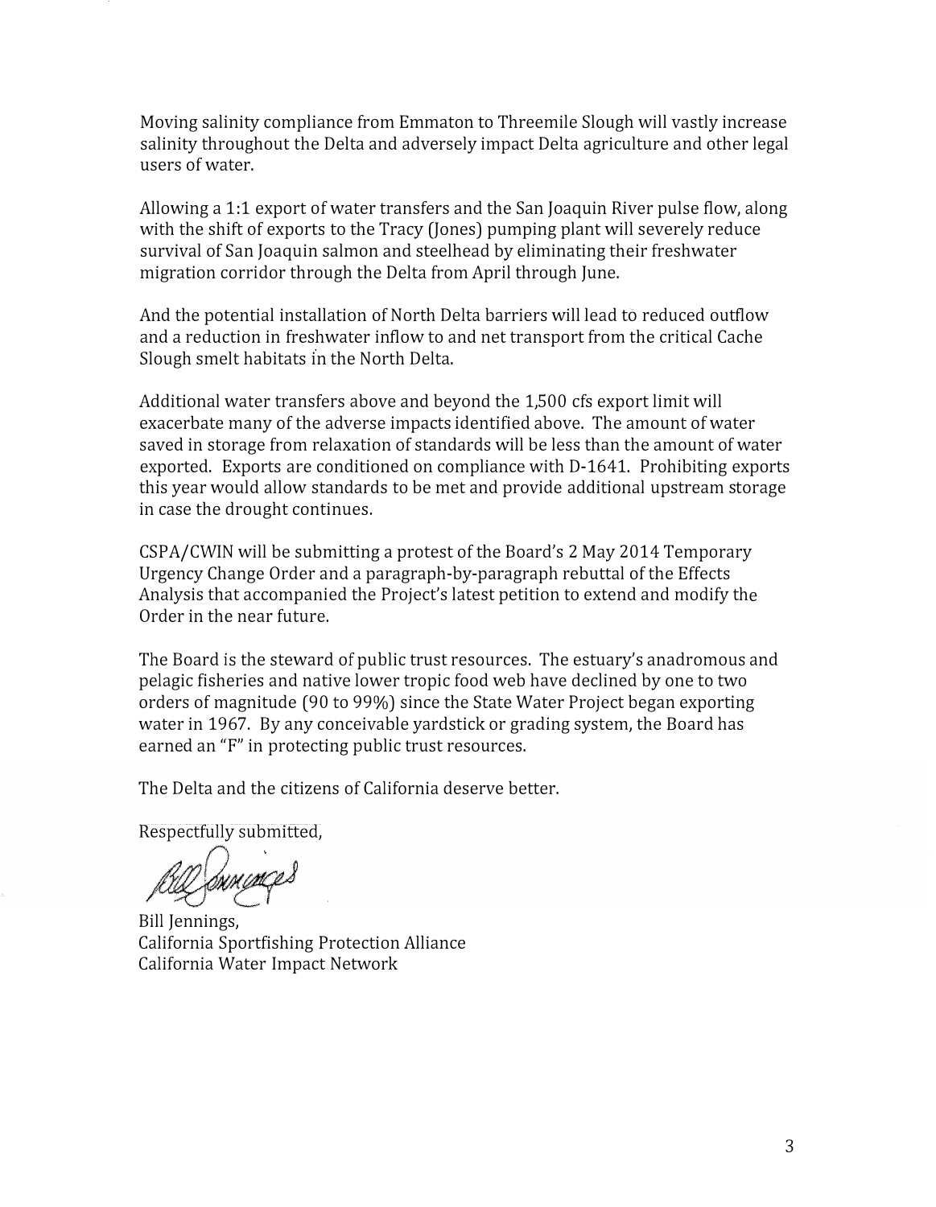Moving salinity compliance from Emmaton to Threemile Slough will vastly increase salinity throughout the Delta and adversely impact Delta agriculture and other legal users of water.

Allowing a 1:1 export of water transfers and the San Joaquin River pulse flow, along with the shift of exports to the Tracy (Jones) pumping plant will severely reduce survival of San Joaquin salmon and steelhead by eliminating their freshwater migration corridor through the Delta from April through June.

And the potential installation of North Delta barriers will lead to reduced outflow and a reduction in freshwater inflow to and net transport from the critical Cache Slough smelt habitats in the North Delta.

Additional water transfers above and beyond the 1,500 cfs export limit will exacerbate many of the adverse impacts identified above. The amount of water saved in storage from relaxation of standards will be less than the amount of water exported. Exports are conditioned on compliance with D-1641. Prohibiting exports this year would allow standards to be met and provide additional upstream storage in case the drought continues.

CSPA/CWIN will be submitting a protest of the Board's 2 May 2014 Temporary Urgency Change Order and a paragraph-by-paragraph rebuttal of the Effects Analysis that accompanied the Project's latest petition to extend and modify the Order in the near future.

The Board is the steward of public trust resources. The estuary's anadromous and pelagic fisheries and native lower tropic food web have declined by one to two orders of magnitude (90 to 99%) since the State Water Project began exporting water in 1967. By any conceivable yardstick or grading system, the Board has earned an "F" in protecting public trust resources.

The Delta and the citizens of California deserve better.

Respectfully submitted,

Bill Jennings,
California Sportfishing Protection Alliance
California Water Impact Network